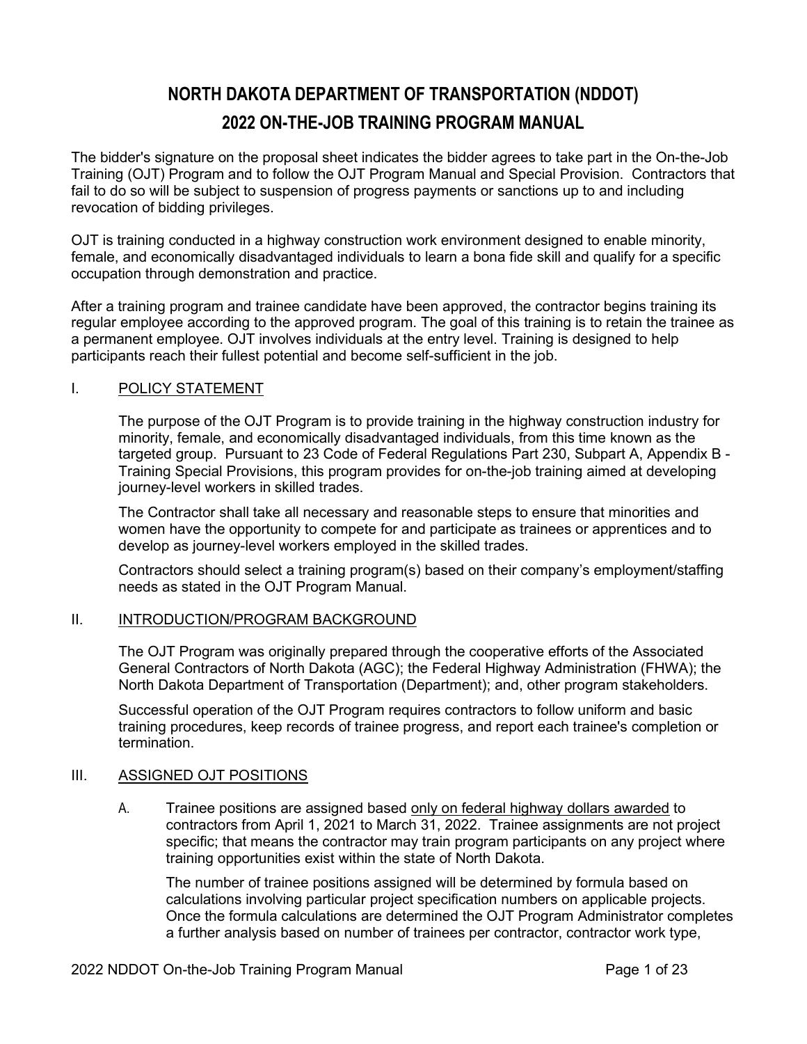# NORTH DAKOTA DEPARTMENT OF TRANSPORTATION (NDDOT)
# 2022 ON-THE-JOB TRAINING PROGRAM MANUAL

The bidder's signature on the proposal sheet indicates the bidder agrees to take part in the On-the-Job Training (OJT) Program and to follow the OJT Program Manual and Special Provision. Contractors that fail to do so will be subject to suspension of progress payments or sanctions up to and including revocation of bidding privileges.

OJT is training conducted in a highway construction work environment designed to enable minority, female, and economically disadvantaged individuals to learn a bona fide skill and qualify for a specific occupation through demonstration and practice.

After a training program and trainee candidate have been approved, the contractor begins training its regular employee according to the approved program. The goal of this training is to retain the trainee as a permanent employee. OJT involves individuals at the entry level. Training is designed to help participants reach their fullest potential and become self-sufficient in the job.

## I. POLICY STATEMENT

The purpose of the OJT Program is to provide training in the highway construction industry for minority, female, and economically disadvantaged individuals, from this time known as the targeted group. Pursuant to 23 Code of Federal Regulations Part 230, Subpart A, Appendix B - Training Special Provisions, this program provides for on-the-job training aimed at developing journey-level workers in skilled trades.

The Contractor shall take all necessary and reasonable steps to ensure that minorities and women have the opportunity to compete for and participate as trainees or apprentices and to develop as journey-level workers employed in the skilled trades.

Contractors should select a training program(s) based on their company's employment/staffing needs as stated in the OJT Program Manual.

## II. INTRODUCTION/PROGRAM BACKGROUND

The OJT Program was originally prepared through the cooperative efforts of the Associated General Contractors of North Dakota (AGC); the Federal Highway Administration (FHWA); the North Dakota Department of Transportation (Department); and, other program stakeholders.

Successful operation of the OJT Program requires contractors to follow uniform and basic training procedures, keep records of trainee progress, and report each trainee's completion or termination.

## III. ASSIGNED OJT POSITIONS

A. Trainee positions are assigned based only on federal highway dollars awarded to contractors from April 1, 2021 to March 31, 2022. Trainee assignments are not project specific; that means the contractor may train program participants on any project where training opportunities exist within the state of North Dakota.

The number of trainee positions assigned will be determined by formula based on calculations involving particular project specification numbers on applicable projects. Once the formula calculations are determined the OJT Program Administrator completes a further analysis based on number of trainees per contractor, contractor work type,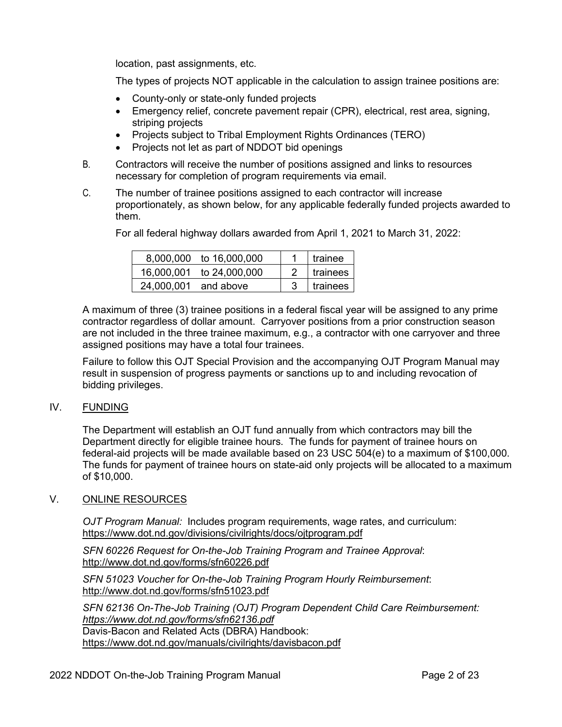location, past assignments, etc.

The types of projects NOT applicable in the calculation to assign trainee positions are:

- County-only or state-only funded projects
- Emergency relief, concrete pavement repair (CPR), electrical, rest area, signing, striping projects
- Projects subject to Tribal Employment Rights Ordinances (TERO)
- Projects not let as part of NDDOT bid openings

B. Contractors will receive the number of positions assigned and links to resources necessary for completion of program requirements via email.

C. The number of trainee positions assigned to each contractor will increase proportionately, as shown below, for any applicable federally funded projects awarded to them.

For all federal highway dollars awarded from April 1, 2021 to March 31, 2022:

| | | | |
|---|---|---|---|
| 8,000,000 | to 16,000,000 | 1 | trainee |
| 16,000,001 | to 24,000,000 | 2 | trainees |
| 24,000,001 | and above | 3 | trainees |

A maximum of three (3) trainee positions in a federal fiscal year will be assigned to any prime contractor regardless of dollar amount. Carryover positions from a prior construction season are not included in the three trainee maximum, e.g., a contractor with one carryover and three assigned positions may have a total four trainees.

Failure to follow this OJT Special Provision and the accompanying OJT Program Manual may result in suspension of progress payments or sanctions up to and including revocation of bidding privileges.

## IV. FUNDING

The Department will establish an OJT fund annually from which contractors may bill the Department directly for eligible trainee hours. The funds for payment of trainee hours on federal-aid projects will be made available based on 23 USC 504(e) to a maximum of $100,000. The funds for payment of trainee hours on state-aid only projects will be allocated to a maximum of $10,000.

## V. ONLINE RESOURCES

*OJT Program Manual:* Includes program requirements, wage rates, and curriculum: https://www.dot.nd.gov/divisions/civilrights/docs/ojtprogram.pdf

*SFN 60226 Request for On-the-Job Training Program and Trainee Approval*: http://www.dot.nd.gov/forms/sfn60226.pdf

*SFN 51023 Voucher for On-the-Job Training Program Hourly Reimbursement*: http://www.dot.nd.gov/forms/sfn51023.pdf

*SFN 62136 On-The-Job Training (OJT) Program Dependent Child Care Reimbursement: https://www.dot.nd.gov/forms/sfn62136.pdf*
Davis-Bacon and Related Acts (DBRA) Handbook: https://www.dot.nd.gov/manuals/civilrights/davisbacon.pdf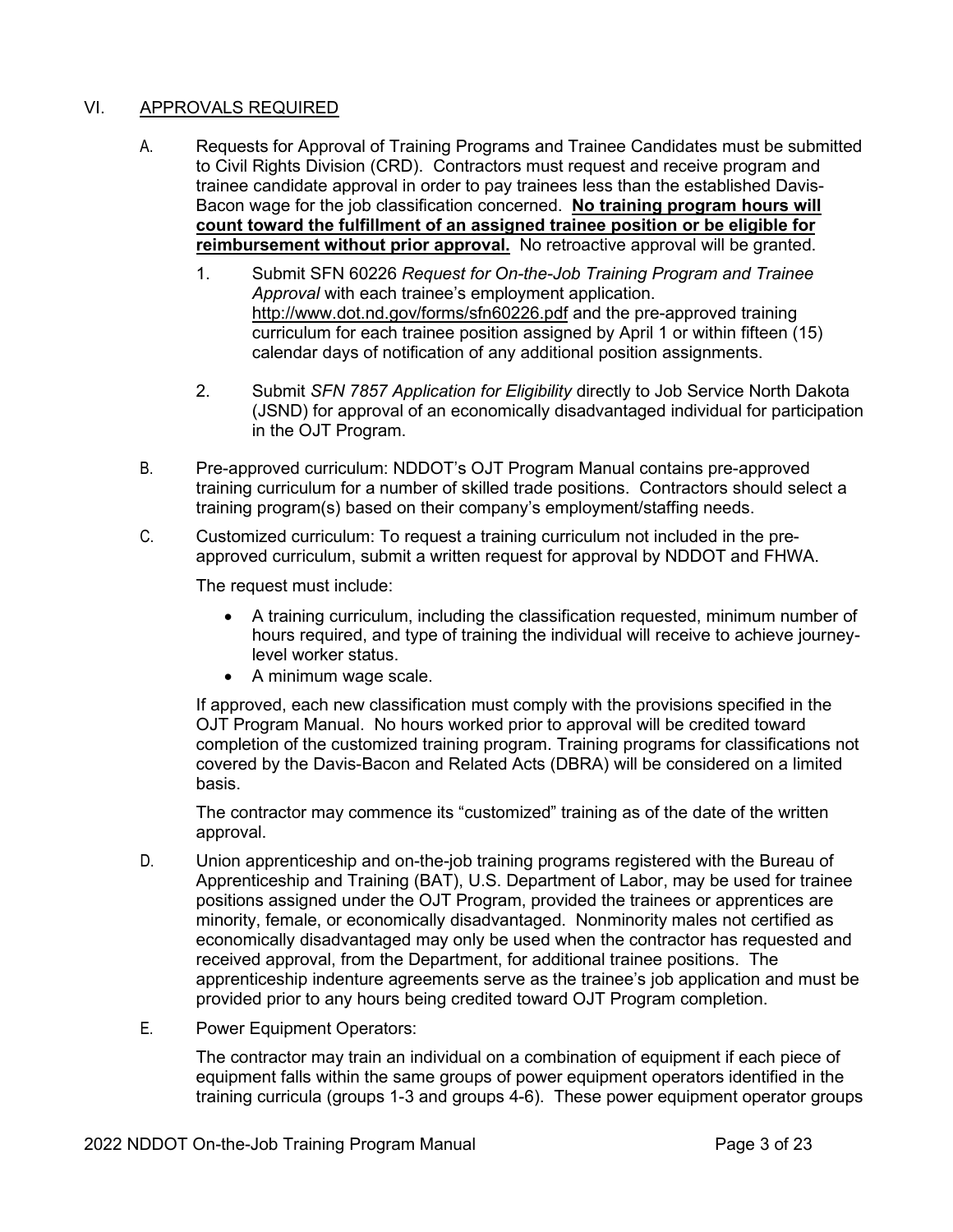## VI. APPROVALS REQUIRED

A. Requests for Approval of Training Programs and Trainee Candidates must be submitted to Civil Rights Division (CRD). Contractors must request and receive program and trainee candidate approval in order to pay trainees less than the established Davis-Bacon wage for the job classification concerned. **No training program hours will count toward the fulfillment of an assigned trainee position or be eligible for reimbursement without prior approval.** No retroactive approval will be granted.

1. Submit SFN 60226 *Request for On-the-Job Training Program and Trainee Approval* with each trainee's employment application. http://www.dot.nd.gov/forms/sfn60226.pdf and the pre-approved training curriculum for each trainee position assigned by April 1 or within fifteen (15) calendar days of notification of any additional position assignments.

2. Submit *SFN 7857 Application for Eligibility* directly to Job Service North Dakota (JSND) for approval of an economically disadvantaged individual for participation in the OJT Program.

B. Pre-approved curriculum: NDDOT's OJT Program Manual contains pre-approved training curriculum for a number of skilled trade positions. Contractors should select a training program(s) based on their company's employment/staffing needs.

C. Customized curriculum: To request a training curriculum not included in the pre-approved curriculum, submit a written request for approval by NDDOT and FHWA.

The request must include:

- A training curriculum, including the classification requested, minimum number of hours required, and type of training the individual will receive to achieve journey-level worker status.
- A minimum wage scale.

If approved, each new classification must comply with the provisions specified in the OJT Program Manual. No hours worked prior to approval will be credited toward completion of the customized training program. Training programs for classifications not covered by the Davis-Bacon and Related Acts (DBRA) will be considered on a limited basis.

The contractor may commence its "customized" training as of the date of the written approval.

D. Union apprenticeship and on-the-job training programs registered with the Bureau of Apprenticeship and Training (BAT), U.S. Department of Labor, may be used for trainee positions assigned under the OJT Program, provided the trainees or apprentices are minority, female, or economically disadvantaged. Nonminority males not certified as economically disadvantaged may only be used when the contractor has requested and received approval, from the Department, for additional trainee positions. The apprenticeship indenture agreements serve as the trainee's job application and must be provided prior to any hours being credited toward OJT Program completion.

E. Power Equipment Operators:

The contractor may train an individual on a combination of equipment if each piece of equipment falls within the same groups of power equipment operators identified in the training curricula (groups 1-3 and groups 4-6). These power equipment operator groups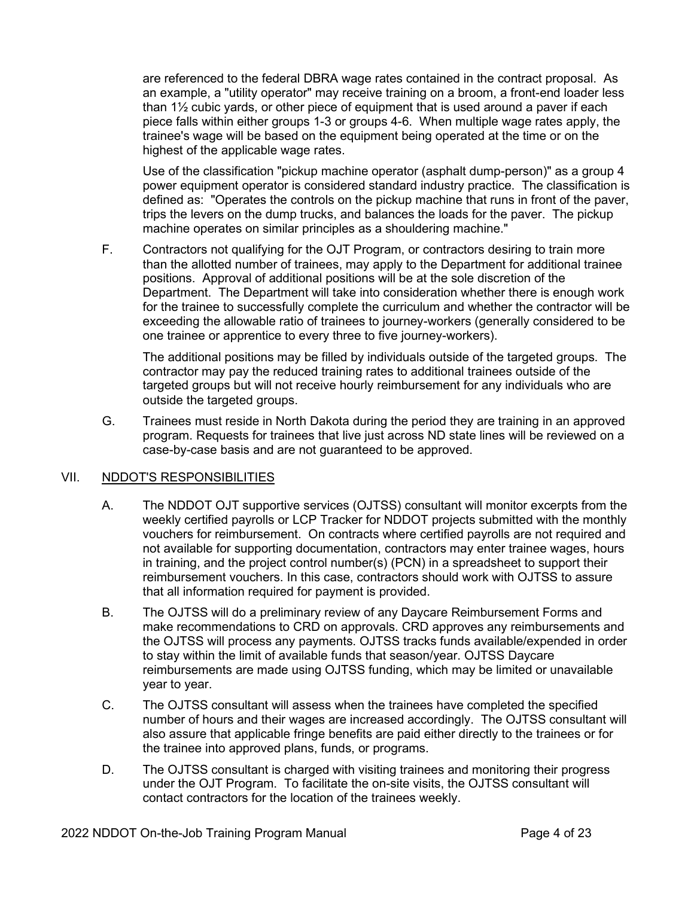are referenced to the federal DBRA wage rates contained in the contract proposal. As an example, a "utility operator" may receive training on a broom, a front-end loader less than 1½ cubic yards, or other piece of equipment that is used around a paver if each piece falls within either groups 1-3 or groups 4-6. When multiple wage rates apply, the trainee's wage will be based on the equipment being operated at the time or on the highest of the applicable wage rates.

Use of the classification "pickup machine operator (asphalt dump-person)" as a group 4 power equipment operator is considered standard industry practice. The classification is defined as: "Operates the controls on the pickup machine that runs in front of the paver, trips the levers on the dump trucks, and balances the loads for the paver. The pickup machine operates on similar principles as a shouldering machine."

F. Contractors not qualifying for the OJT Program, or contractors desiring to train more than the allotted number of trainees, may apply to the Department for additional trainee positions. Approval of additional positions will be at the sole discretion of the Department. The Department will take into consideration whether there is enough work for the trainee to successfully complete the curriculum and whether the contractor will be exceeding the allowable ratio of trainees to journey-workers (generally considered to be one trainee or apprentice to every three to five journey-workers).

The additional positions may be filled by individuals outside of the targeted groups. The contractor may pay the reduced training rates to additional trainees outside of the targeted groups but will not receive hourly reimbursement for any individuals who are outside the targeted groups.

G. Trainees must reside in North Dakota during the period they are training in an approved program. Requests for trainees that live just across ND state lines will be reviewed on a case-by-case basis and are not guaranteed to be approved.

## VII. NDDOT'S RESPONSIBILITIES

A. The NDDOT OJT supportive services (OJTSS) consultant will monitor excerpts from the weekly certified payrolls or LCP Tracker for NDDOT projects submitted with the monthly vouchers for reimbursement. On contracts where certified payrolls are not required and not available for supporting documentation, contractors may enter trainee wages, hours in training, and the project control number(s) (PCN) in a spreadsheet to support their reimbursement vouchers. In this case, contractors should work with OJTSS to assure that all information required for payment is provided.

B. The OJTSS will do a preliminary review of any Daycare Reimbursement Forms and make recommendations to CRD on approvals. CRD approves any reimbursements and the OJTSS will process any payments. OJTSS tracks funds available/expended in order to stay within the limit of available funds that season/year. OJTSS Daycare reimbursements are made using OJTSS funding, which may be limited or unavailable year to year.

C. The OJTSS consultant will assess when the trainees have completed the specified number of hours and their wages are increased accordingly. The OJTSS consultant will also assure that applicable fringe benefits are paid either directly to the trainees or for the trainee into approved plans, funds, or programs.

D. The OJTSS consultant is charged with visiting trainees and monitoring their progress under the OJT Program. To facilitate the on-site visits, the OJTSS consultant will contact contractors for the location of the trainees weekly.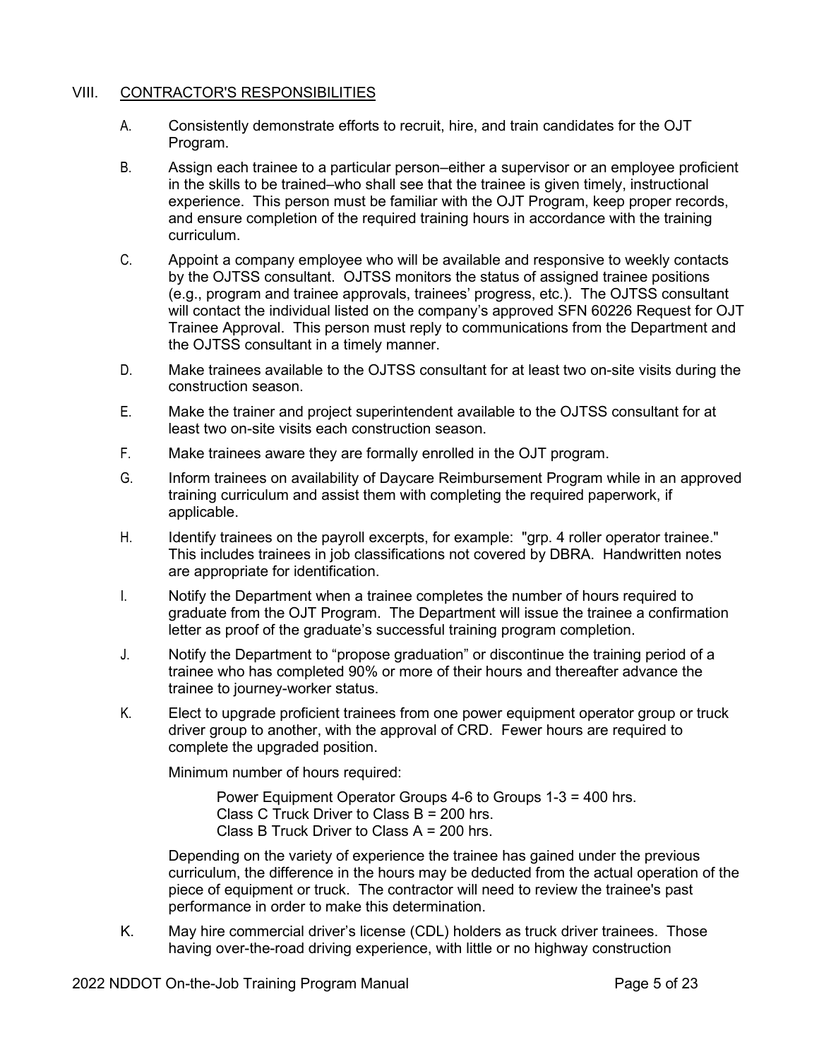## VIII. CONTRACTOR'S RESPONSIBILITIES

A. Consistently demonstrate efforts to recruit, hire, and train candidates for the OJT Program.

B. Assign each trainee to a particular person–either a supervisor or an employee proficient in the skills to be trained–who shall see that the trainee is given timely, instructional experience. This person must be familiar with the OJT Program, keep proper records, and ensure completion of the required training hours in accordance with the training curriculum.

C. Appoint a company employee who will be available and responsive to weekly contacts by the OJTSS consultant. OJTSS monitors the status of assigned trainee positions (e.g., program and trainee approvals, trainees' progress, etc.). The OJTSS consultant will contact the individual listed on the company's approved SFN 60226 Request for OJT Trainee Approval. This person must reply to communications from the Department and the OJTSS consultant in a timely manner.

D. Make trainees available to the OJTSS consultant for at least two on-site visits during the construction season.

E. Make the trainer and project superintendent available to the OJTSS consultant for at least two on-site visits each construction season.

F. Make trainees aware they are formally enrolled in the OJT program.

G. Inform trainees on availability of Daycare Reimbursement Program while in an approved training curriculum and assist them with completing the required paperwork, if applicable.

H. Identify trainees on the payroll excerpts, for example: "grp. 4 roller operator trainee." This includes trainees in job classifications not covered by DBRA. Handwritten notes are appropriate for identification.

I. Notify the Department when a trainee completes the number of hours required to graduate from the OJT Program. The Department will issue the trainee a confirmation letter as proof of the graduate's successful training program completion.

J. Notify the Department to "propose graduation" or discontinue the training period of a trainee who has completed 90% or more of their hours and thereafter advance the trainee to journey-worker status.

K. Elect to upgrade proficient trainees from one power equipment operator group or truck driver group to another, with the approval of CRD. Fewer hours are required to complete the upgraded position.

   Minimum number of hours required:

   Power Equipment Operator Groups 4-6 to Groups 1-3 = 400 hrs.
   Class C Truck Driver to Class B = 200 hrs.
   Class B Truck Driver to Class A = 200 hrs.

   Depending on the variety of experience the trainee has gained under the previous curriculum, the difference in the hours may be deducted from the actual operation of the piece of equipment or truck. The contractor will need to review the trainee's past performance in order to make this determination.

K. May hire commercial driver's license (CDL) holders as truck driver trainees. Those having over-the-road driving experience, with little or no highway construction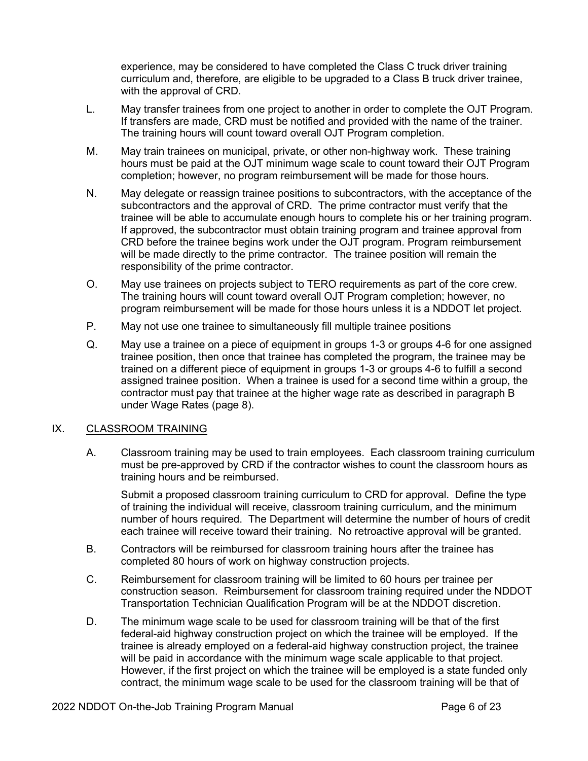experience, may be considered to have completed the Class C truck driver training curriculum and, therefore, are eligible to be upgraded to a Class B truck driver trainee, with the approval of CRD.

L. May transfer trainees from one project to another in order to complete the OJT Program. If transfers are made, CRD must be notified and provided with the name of the trainer. The training hours will count toward overall OJT Program completion.

M. May train trainees on municipal, private, or other non-highway work. These training hours must be paid at the OJT minimum wage scale to count toward their OJT Program completion; however, no program reimbursement will be made for those hours.

N. May delegate or reassign trainee positions to subcontractors, with the acceptance of the subcontractors and the approval of CRD. The prime contractor must verify that the trainee will be able to accumulate enough hours to complete his or her training program. If approved, the subcontractor must obtain training program and trainee approval from CRD before the trainee begins work under the OJT program. Program reimbursement will be made directly to the prime contractor. The trainee position will remain the responsibility of the prime contractor.

O. May use trainees on projects subject to TERO requirements as part of the core crew. The training hours will count toward overall OJT Program completion; however, no program reimbursement will be made for those hours unless it is a NDDOT let project.

P. May not use one trainee to simultaneously fill multiple trainee positions

Q. May use a trainee on a piece of equipment in groups 1-3 or groups 4-6 for one assigned trainee position, then once that trainee has completed the program, the trainee may be trained on a different piece of equipment in groups 1-3 or groups 4-6 to fulfill a second assigned trainee position. When a trainee is used for a second time within a group, the contractor must pay that trainee at the higher wage rate as described in paragraph B under Wage Rates (page 8).

## IX. CLASSROOM TRAINING

A. Classroom training may be used to train employees. Each classroom training curriculum must be pre-approved by CRD if the contractor wishes to count the classroom hours as training hours and be reimbursed.

   Submit a proposed classroom training curriculum to CRD for approval. Define the type of training the individual will receive, classroom training curriculum, and the minimum number of hours required. The Department will determine the number of hours of credit each trainee will receive toward their training. No retroactive approval will be granted.

B. Contractors will be reimbursed for classroom training hours after the trainee has completed 80 hours of work on highway construction projects.

C. Reimbursement for classroom training will be limited to 60 hours per trainee per construction season. Reimbursement for classroom training required under the NDDOT Transportation Technician Qualification Program will be at the NDDOT discretion.

D. The minimum wage scale to be used for classroom training will be that of the first federal-aid highway construction project on which the trainee will be employed. If the trainee is already employed on a federal-aid highway construction project, the trainee will be paid in accordance with the minimum wage scale applicable to that project. However, if the first project on which the trainee will be employed is a state funded only contract, the minimum wage scale to be used for the classroom training will be that of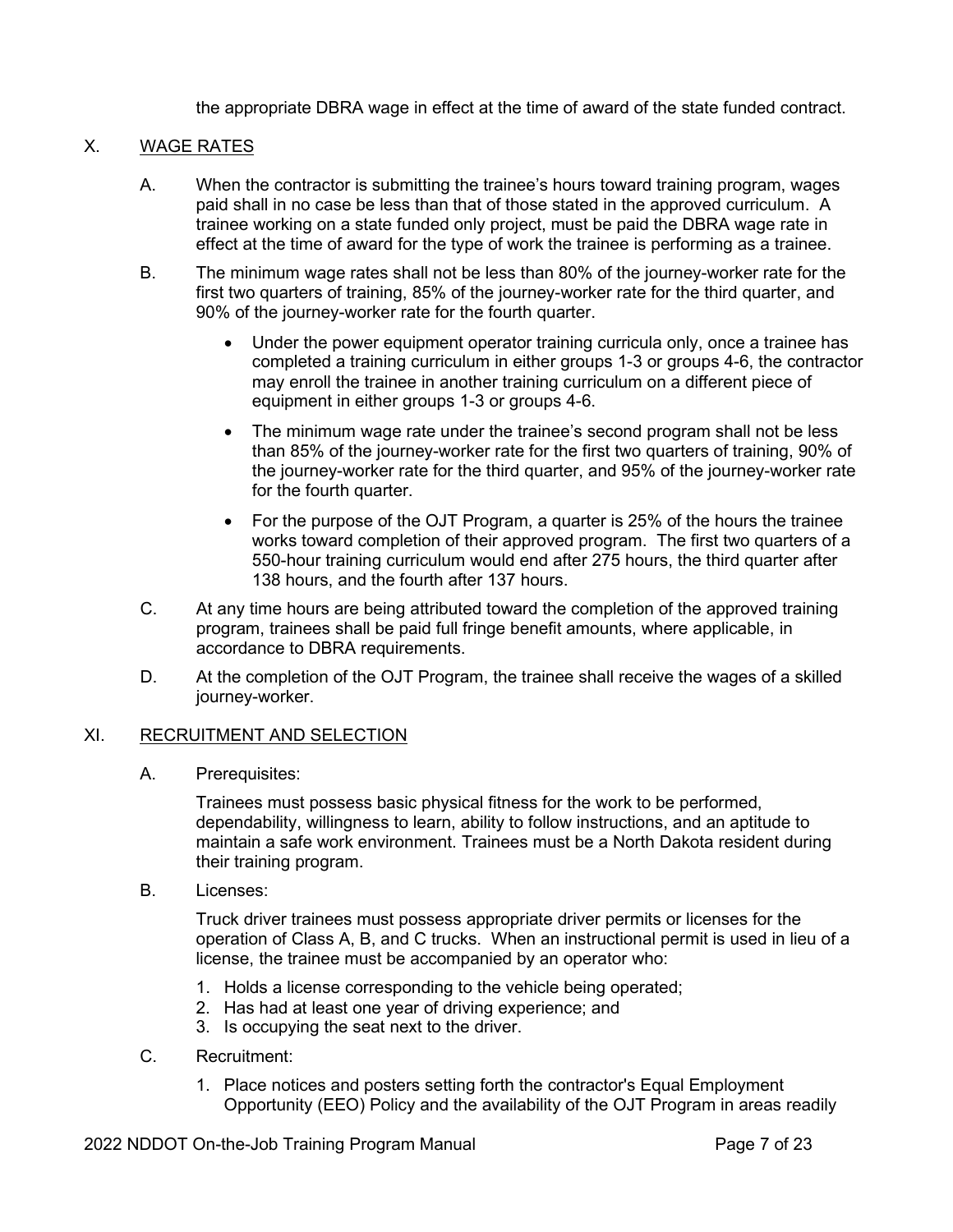the appropriate DBRA wage in effect at the time of award of the state funded contract.

## X. WAGE RATES

A. When the contractor is submitting the trainee's hours toward training program, wages paid shall in no case be less than that of those stated in the approved curriculum. A trainee working on a state funded only project, must be paid the DBRA wage rate in effect at the time of award for the type of work the trainee is performing as a trainee.

B. The minimum wage rates shall not be less than 80% of the journey-worker rate for the first two quarters of training, 85% of the journey-worker rate for the third quarter, and 90% of the journey-worker rate for the fourth quarter.

- Under the power equipment operator training curricula only, once a trainee has completed a training curriculum in either groups 1-3 or groups 4-6, the contractor may enroll the trainee in another training curriculum on a different piece of equipment in either groups 1-3 or groups 4-6.
- The minimum wage rate under the trainee's second program shall not be less than 85% of the journey-worker rate for the first two quarters of training, 90% of the journey-worker rate for the third quarter, and 95% of the journey-worker rate for the fourth quarter.
- For the purpose of the OJT Program, a quarter is 25% of the hours the trainee works toward completion of their approved program. The first two quarters of a 550-hour training curriculum would end after 275 hours, the third quarter after 138 hours, and the fourth after 137 hours.

C. At any time hours are being attributed toward the completion of the approved training program, trainees shall be paid full fringe benefit amounts, where applicable, in accordance to DBRA requirements.

D. At the completion of the OJT Program, the trainee shall receive the wages of a skilled journey-worker.

## XI. RECRUITMENT AND SELECTION

A. Prerequisites:

Trainees must possess basic physical fitness for the work to be performed, dependability, willingness to learn, ability to follow instructions, and an aptitude to maintain a safe work environment. Trainees must be a North Dakota resident during their training program.

B. Licenses:

Truck driver trainees must possess appropriate driver permits or licenses for the operation of Class A, B, and C trucks. When an instructional permit is used in lieu of a license, the trainee must be accompanied by an operator who:

1. Holds a license corresponding to the vehicle being operated;
2. Has had at least one year of driving experience; and
3. Is occupying the seat next to the driver.

C. Recruitment:

1. Place notices and posters setting forth the contractor's Equal Employment Opportunity (EEO) Policy and the availability of the OJT Program in areas readily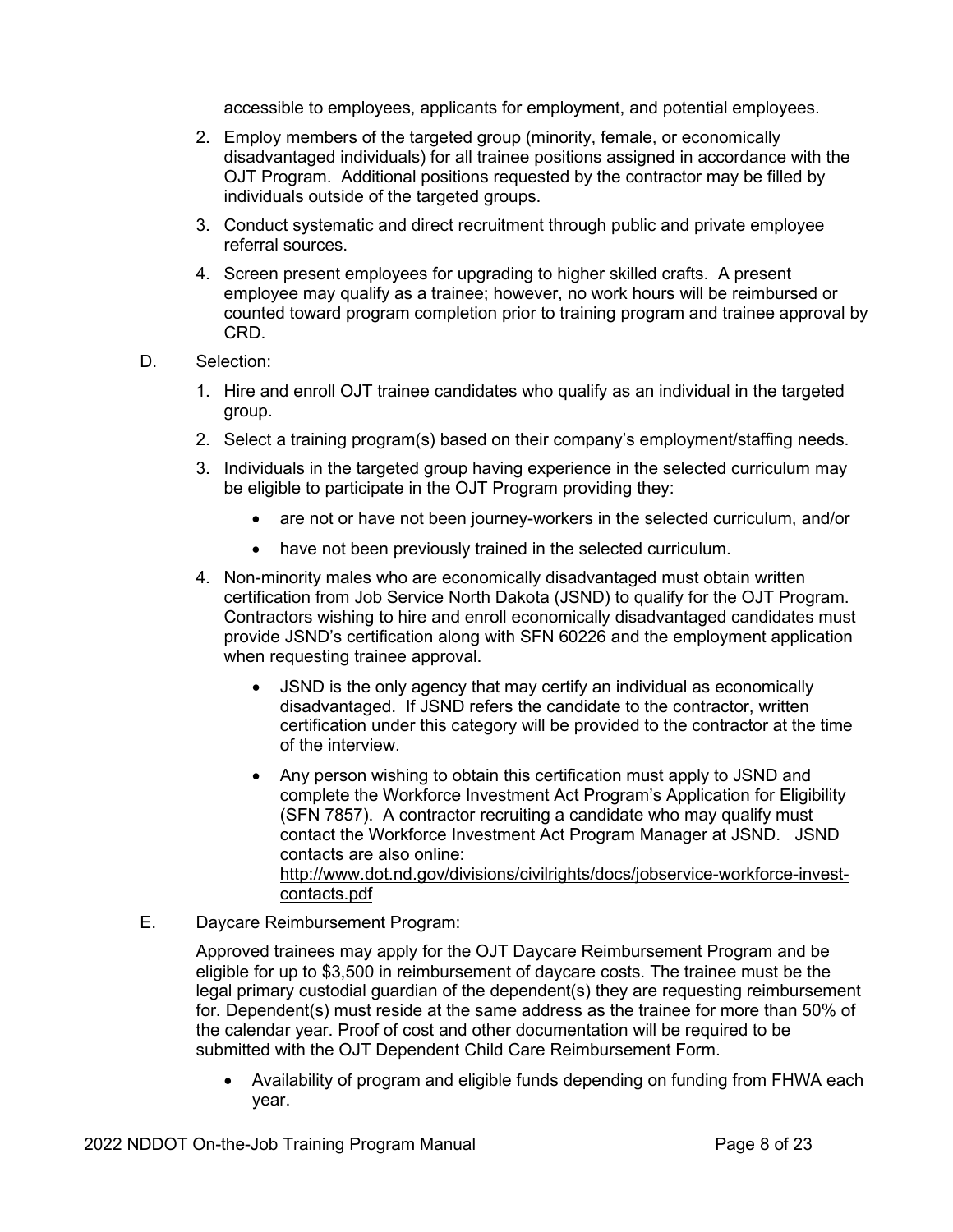accessible to employees, applicants for employment, and potential employees.

2. Employ members of the targeted group (minority, female, or economically disadvantaged individuals) for all trainee positions assigned in accordance with the OJT Program. Additional positions requested by the contractor may be filled by individuals outside of the targeted groups.
3. Conduct systematic and direct recruitment through public and private employee referral sources.
4. Screen present employees for upgrading to higher skilled crafts. A present employee may qualify as a trainee; however, no work hours will be reimbursed or counted toward program completion prior to training program and trainee approval by CRD.

D. Selection:

1. Hire and enroll OJT trainee candidates who qualify as an individual in the targeted group.
2. Select a training program(s) based on their company's employment/staffing needs.
3. Individuals in the targeted group having experience in the selected curriculum may be eligible to participate in the OJT Program providing they:
   - are not or have not been journey-workers in the selected curriculum, and/or
   - have not been previously trained in the selected curriculum.
4. Non-minority males who are economically disadvantaged must obtain written certification from Job Service North Dakota (JSND) to qualify for the OJT Program. Contractors wishing to hire and enroll economically disadvantaged candidates must provide JSND's certification along with SFN 60226 and the employment application when requesting trainee approval.
   - JSND is the only agency that may certify an individual as economically disadvantaged. If JSND refers the candidate to the contractor, written certification under this category will be provided to the contractor at the time of the interview.
   - Any person wishing to obtain this certification must apply to JSND and complete the Workforce Investment Act Program's Application for Eligibility (SFN 7857). A contractor recruiting a candidate who may qualify must contact the Workforce Investment Act Program Manager at JSND. JSND contacts are also online: http://www.dot.nd.gov/divisions/civilrights/docs/jobservice-workforce-invest-contacts.pdf

E. Daycare Reimbursement Program:

Approved trainees may apply for the OJT Daycare Reimbursement Program and be eligible for up to $3,500 in reimbursement of daycare costs. The trainee must be the legal primary custodial guardian of the dependent(s) they are requesting reimbursement for. Dependent(s) must reside at the same address as the trainee for more than 50% of the calendar year. Proof of cost and other documentation will be required to be submitted with the OJT Dependent Child Care Reimbursement Form.

- Availability of program and eligible funds depending on funding from FHWA each year.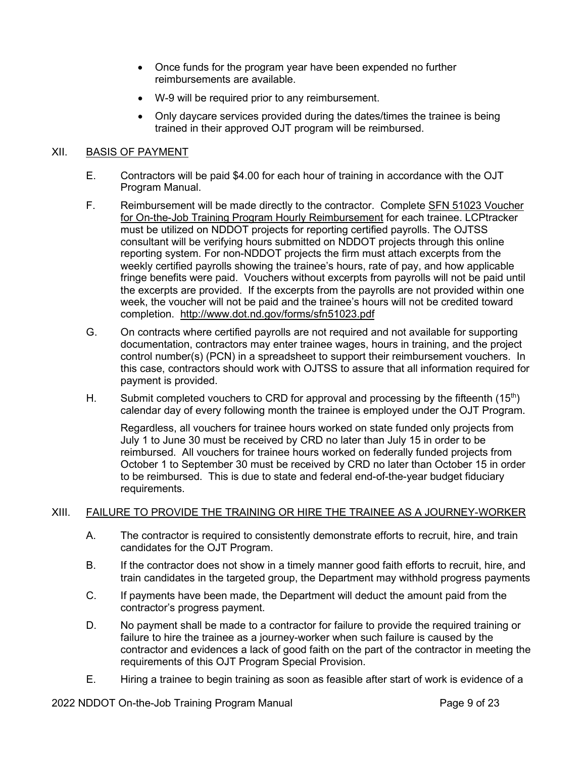- Once funds for the program year have been expended no further reimbursements are available.
- W-9 will be required prior to any reimbursement.
- Only daycare services provided during the dates/times the trainee is being trained in their approved OJT program will be reimbursed.

## XII. BASIS OF PAYMENT

E. Contractors will be paid $4.00 for each hour of training in accordance with the OJT Program Manual.

F. Reimbursement will be made directly to the contractor. Complete SFN 51023 Voucher for On-the-Job Training Program Hourly Reimbursement for each trainee. LCPtracker must be utilized on NDDOT projects for reporting certified payrolls. The OJTSS consultant will be verifying hours submitted on NDDOT projects through this online reporting system. For non-NDDOT projects the firm must attach excerpts from the weekly certified payrolls showing the trainee's hours, rate of pay, and how applicable fringe benefits were paid. Vouchers without excerpts from payrolls will not be paid until the excerpts are provided. If the excerpts from the payrolls are not provided within one week, the voucher will not be paid and the trainee's hours will not be credited toward completion. http://www.dot.nd.gov/forms/sfn51023.pdf

G. On contracts where certified payrolls are not required and not available for supporting documentation, contractors may enter trainee wages, hours in training, and the project control number(s) (PCN) in a spreadsheet to support their reimbursement vouchers. In this case, contractors should work with OJTSS to assure that all information required for payment is provided.

H. Submit completed vouchers to CRD for approval and processing by the fifteenth (15th) calendar day of every following month the trainee is employed under the OJT Program.

Regardless, all vouchers for trainee hours worked on state funded only projects from July 1 to June 30 must be received by CRD no later than July 15 in order to be reimbursed. All vouchers for trainee hours worked on federally funded projects from October 1 to September 30 must be received by CRD no later than October 15 in order to be reimbursed. This is due to state and federal end-of-the-year budget fiduciary requirements.

## XIII. FAILURE TO PROVIDE THE TRAINING OR HIRE THE TRAINEE AS A JOURNEY-WORKER

A. The contractor is required to consistently demonstrate efforts to recruit, hire, and train candidates for the OJT Program.

B. If the contractor does not show in a timely manner good faith efforts to recruit, hire, and train candidates in the targeted group, the Department may withhold progress payments

C. If payments have been made, the Department will deduct the amount paid from the contractor's progress payment.

D. No payment shall be made to a contractor for failure to provide the required training or failure to hire the trainee as a journey-worker when such failure is caused by the contractor and evidences a lack of good faith on the part of the contractor in meeting the requirements of this OJT Program Special Provision.

E. Hiring a trainee to begin training as soon as feasible after start of work is evidence of a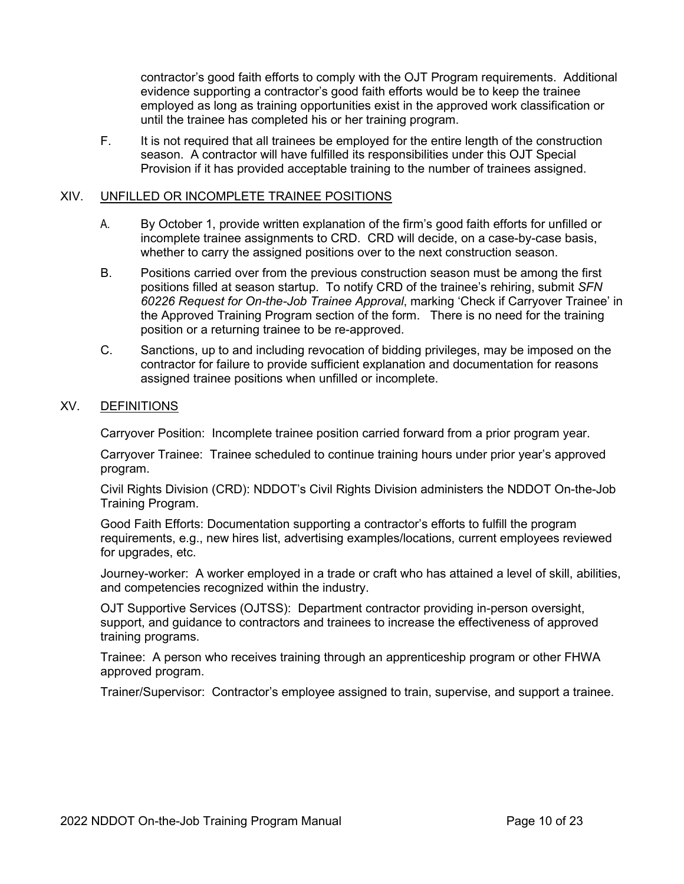contractor's good faith efforts to comply with the OJT Program requirements. Additional evidence supporting a contractor's good faith efforts would be to keep the trainee employed as long as training opportunities exist in the approved work classification or until the trainee has completed his or her training program.

F. It is not required that all trainees be employed for the entire length of the construction season. A contractor will have fulfilled its responsibilities under this OJT Special Provision if it has provided acceptable training to the number of trainees assigned.

## XIV. UNFILLED OR INCOMPLETE TRAINEE POSITIONS

A. By October 1, provide written explanation of the firm's good faith efforts for unfilled or incomplete trainee assignments to CRD. CRD will decide, on a case-by-case basis, whether to carry the assigned positions over to the next construction season.

B. Positions carried over from the previous construction season must be among the first positions filled at season startup. To notify CRD of the trainee's rehiring, submit *SFN 60226 Request for On-the-Job Trainee Approval*, marking 'Check if Carryover Trainee' in the Approved Training Program section of the form. There is no need for the training position or a returning trainee to be re-approved.

C. Sanctions, up to and including revocation of bidding privileges, may be imposed on the contractor for failure to provide sufficient explanation and documentation for reasons assigned trainee positions when unfilled or incomplete.

## XV. DEFINITIONS

Carryover Position: Incomplete trainee position carried forward from a prior program year.

Carryover Trainee: Trainee scheduled to continue training hours under prior year's approved program.

Civil Rights Division (CRD): NDDOT's Civil Rights Division administers the NDDOT On-the-Job Training Program.

Good Faith Efforts: Documentation supporting a contractor's efforts to fulfill the program requirements, e.g., new hires list, advertising examples/locations, current employees reviewed for upgrades, etc.

Journey-worker: A worker employed in a trade or craft who has attained a level of skill, abilities, and competencies recognized within the industry.

OJT Supportive Services (OJTSS): Department contractor providing in-person oversight, support, and guidance to contractors and trainees to increase the effectiveness of approved training programs.

Trainee: A person who receives training through an apprenticeship program or other FHWA approved program.

Trainer/Supervisor: Contractor's employee assigned to train, supervise, and support a trainee.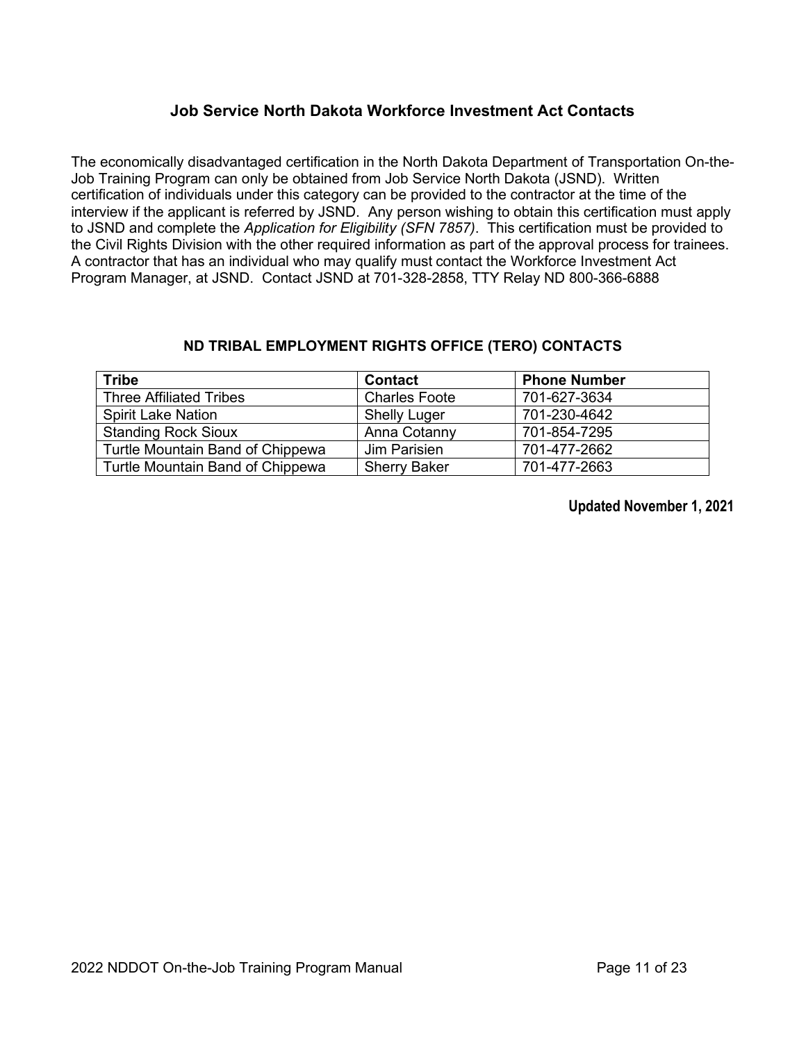## Job Service North Dakota Workforce Investment Act Contacts

The economically disadvantaged certification in the North Dakota Department of Transportation On-the-Job Training Program can only be obtained from Job Service North Dakota (JSND). Written certification of individuals under this category can be provided to the contractor at the time of the interview if the applicant is referred by JSND. Any person wishing to obtain this certification must apply to JSND and complete the *Application for Eligibility (SFN 7857)*. This certification must be provided to the Civil Rights Division with the other required information as part of the approval process for trainees. A contractor that has an individual who may qualify must contact the Workforce Investment Act Program Manager, at JSND. Contact JSND at 701-328-2858, TTY Relay ND 800-366-6888

## ND TRIBAL EMPLOYMENT RIGHTS OFFICE (TERO) CONTACTS

| Tribe | Contact | Phone Number |
|---|---|---|
| Three Affiliated Tribes | Charles Foote | 701-627-3634 |
| Spirit Lake Nation | Shelly Luger | 701-230-4642 |
| Standing Rock Sioux | Anna Cotanny | 701-854-7295 |
| Turtle Mountain Band of Chippewa | Jim Parisien | 701-477-2662 |
| Turtle Mountain Band of Chippewa | Sherry Baker | 701-477-2663 |

**Updated November 1, 2021**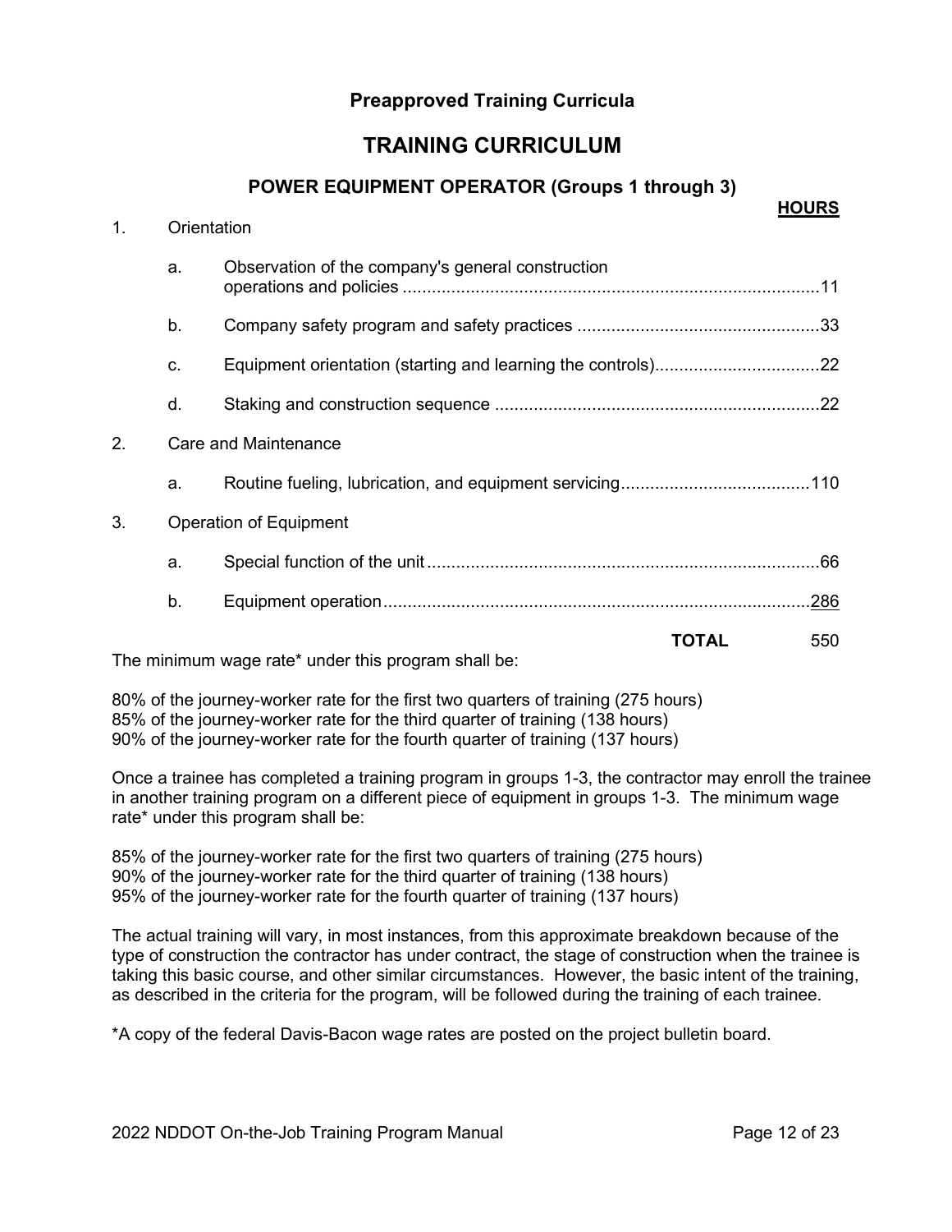## Preapproved Training Curricula

# TRAINING CURRICULUM

### POWER EQUIPMENT OPERATOR (Groups 1 through 3)

| | | | HOURS |
|---|---|---|---|
| 1. | Orientation | | |
| | a. | Observation of the company's general construction operations and policies | 11 |
| | b. | Company safety program and safety practices | 33 |
| | c. | Equipment orientation (starting and learning the controls) | 22 |
| | d. | Staking and construction sequence | 22 |
| 2. | Care and Maintenance | | |
| | a. | Routine fueling, lubrication, and equipment servicing | 110 |
| 3. | Operation of Equipment | | |
| | a. | Special function of the unit | 66 |
| | b. | Equipment operation | 286 |
| | | **TOTAL** | 550 |

The minimum wage rate* under this program shall be:

80% of the journey-worker rate for the first two quarters of training (275 hours)
85% of the journey-worker rate for the third quarter of training (138 hours)
90% of the journey-worker rate for the fourth quarter of training (137 hours)

Once a trainee has completed a training program in groups 1-3, the contractor may enroll the trainee in another training program on a different piece of equipment in groups 1-3. The minimum wage rate* under this program shall be:

85% of the journey-worker rate for the first two quarters of training (275 hours)
90% of the journey-worker rate for the third quarter of training (138 hours)
95% of the journey-worker rate for the fourth quarter of training (137 hours)

The actual training will vary, in most instances, from this approximate breakdown because of the type of construction the contractor has under contract, the stage of construction when the trainee is taking this basic course, and other similar circumstances. However, the basic intent of the training, as described in the criteria for the program, will be followed during the training of each trainee.

*A copy of the federal Davis-Bacon wage rates are posted on the project bulletin board.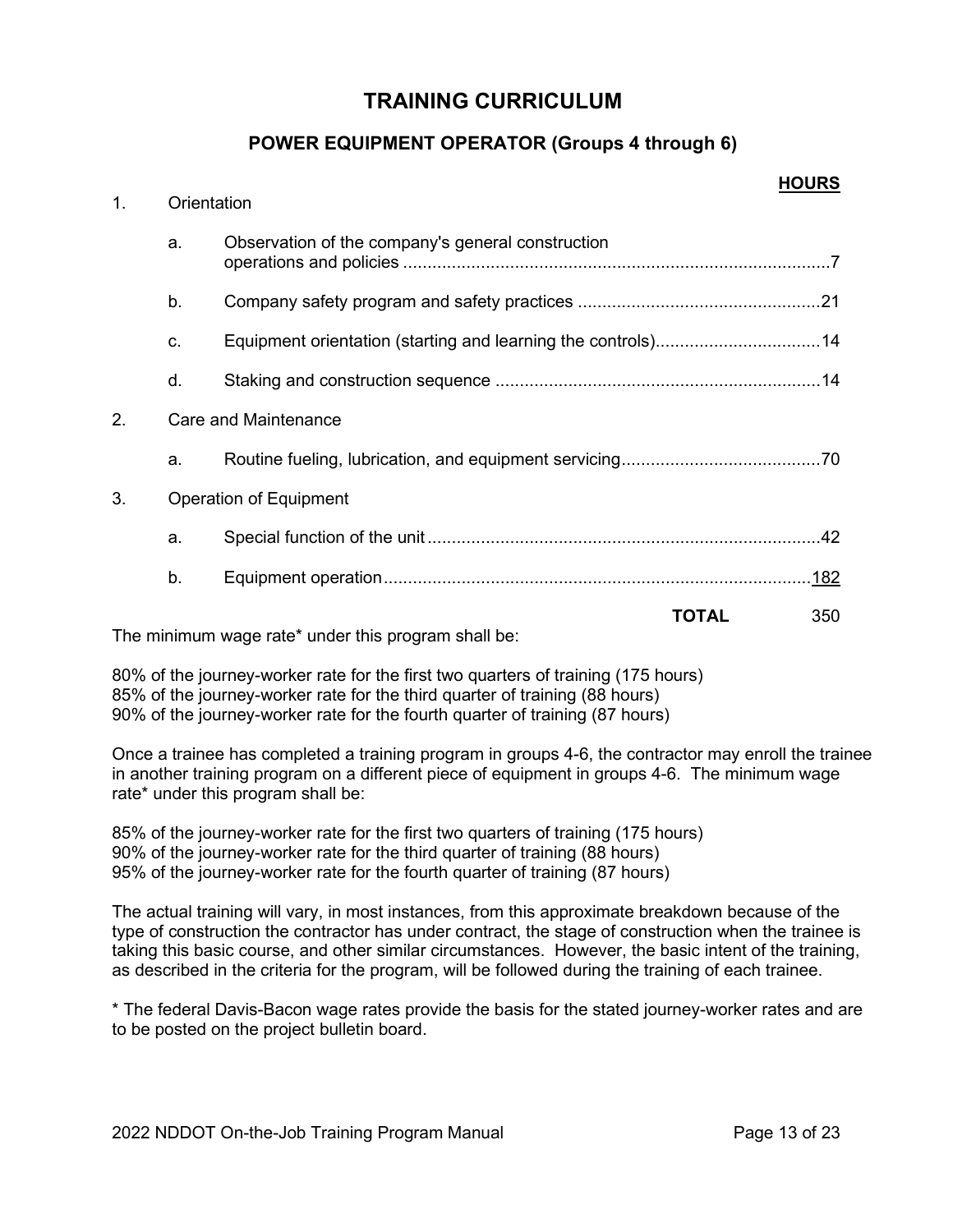# TRAINING CURRICULUM

## POWER EQUIPMENT OPERATOR (Groups 4 through 6)

| | | | **HOURS** |
|---|---|---|---|
| 1. | Orientation | | |
| | a. | Observation of the company's general construction operations and policies | 7 |
| | b. | Company safety program and safety practices | 21 |
| | c. | Equipment orientation (starting and learning the controls) | 14 |
| | d. | Staking and construction sequence | 14 |
| 2. | Care and Maintenance | | |
| | a. | Routine fueling, lubrication, and equipment servicing | 70 |
| 3. | Operation of Equipment | | |
| | a. | Special function of the unit | 42 |
| | b. | Equipment operation | 182 |
| | | **TOTAL** | 350 |

The minimum wage rate* under this program shall be:

80% of the journey-worker rate for the first two quarters of training (175 hours)
85% of the journey-worker rate for the third quarter of training (88 hours)
90% of the journey-worker rate for the fourth quarter of training (87 hours)

Once a trainee has completed a training program in groups 4-6, the contractor may enroll the trainee in another training program on a different piece of equipment in groups 4-6. The minimum wage rate* under this program shall be:

85% of the journey-worker rate for the first two quarters of training (175 hours)
90% of the journey-worker rate for the third quarter of training (88 hours)
95% of the journey-worker rate for the fourth quarter of training (87 hours)

The actual training will vary, in most instances, from this approximate breakdown because of the type of construction the contractor has under contract, the stage of construction when the trainee is taking this basic course, and other similar circumstances. However, the basic intent of the training, as described in the criteria for the program, will be followed during the training of each trainee.

* The federal Davis-Bacon wage rates provide the basis for the stated journey-worker rates and are to be posted on the project bulletin board.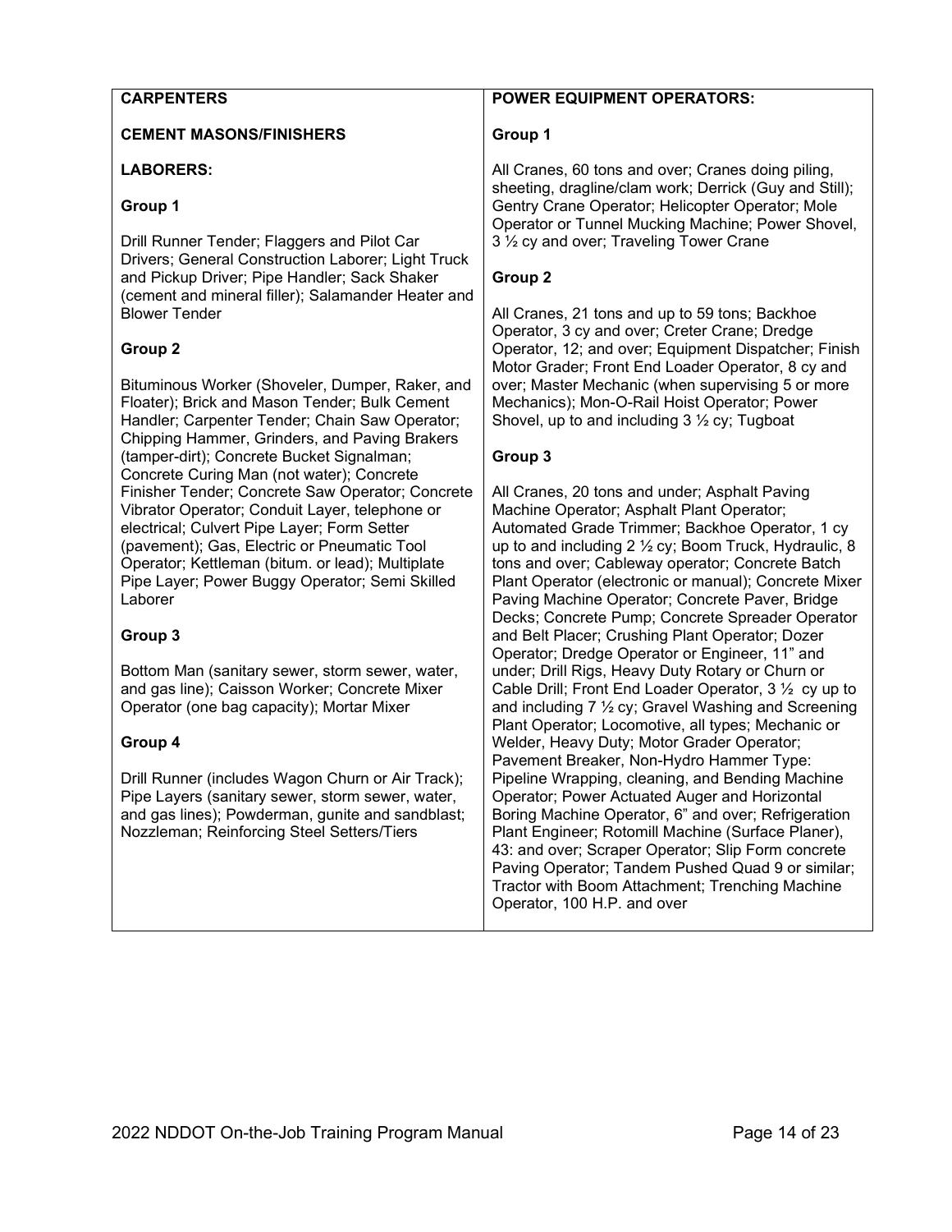**CARPENTERS**

**CEMENT MASONS/FINISHERS**

**LABORERS:**

**Group 1**

Drill Runner Tender; Flaggers and Pilot Car Drivers; General Construction Laborer; Light Truck and Pickup Driver; Pipe Handler; Sack Shaker (cement and mineral filler); Salamander Heater and Blower Tender

**Group 2**

Bituminous Worker (Shoveler, Dumper, Raker, and Floater); Brick and Mason Tender; Bulk Cement Handler; Carpenter Tender; Chain Saw Operator; Chipping Hammer, Grinders, and Paving Brakers (tamper-dirt); Concrete Bucket Signalman; Concrete Curing Man (not water); Concrete Finisher Tender; Concrete Saw Operator; Concrete Vibrator Operator; Conduit Layer, telephone or electrical; Culvert Pipe Layer; Form Setter (pavement); Gas, Electric or Pneumatic Tool Operator; Kettleman (bitum. or lead); Multiplate Pipe Layer; Power Buggy Operator; Semi Skilled Laborer

**Group 3**

Bottom Man (sanitary sewer, storm sewer, water, and gas line); Caisson Worker; Concrete Mixer Operator (one bag capacity); Mortar Mixer

**Group 4**

Drill Runner (includes Wagon Churn or Air Track); Pipe Layers (sanitary sewer, storm sewer, water, and gas lines); Powderman, gunite and sandblast; Nozzleman; Reinforcing Steel Setters/Tiers

**POWER EQUIPMENT OPERATORS:**

**Group 1**

All Cranes, 60 tons and over; Cranes doing piling, sheeting, dragline/clam work; Derrick (Guy and Still); Gentry Crane Operator; Helicopter Operator; Mole Operator or Tunnel Mucking Machine; Power Shovel, 3 ½ cy and over; Traveling Tower Crane

**Group 2**

All Cranes, 21 tons and up to 59 tons; Backhoe Operator, 3 cy and over; Creter Crane; Dredge Operator, 12; and over; Equipment Dispatcher; Finish Motor Grader; Front End Loader Operator, 8 cy and over; Master Mechanic (when supervising 5 or more Mechanics); Mon-O-Rail Hoist Operator; Power Shovel, up to and including 3 ½ cy; Tugboat

**Group 3**

All Cranes, 20 tons and under; Asphalt Paving Machine Operator; Asphalt Plant Operator; Automated Grade Trimmer; Backhoe Operator, 1 cy up to and including 2 ½ cy; Boom Truck, Hydraulic, 8 tons and over; Cableway operator; Concrete Batch Plant Operator (electronic or manual); Concrete Mixer Paving Machine Operator; Concrete Paver, Bridge Decks; Concrete Pump; Concrete Spreader Operator and Belt Placer; Crushing Plant Operator; Dozer Operator; Dredge Operator or Engineer, 11" and under; Drill Rigs, Heavy Duty Rotary or Churn or Cable Drill; Front End Loader Operator, 3 ½ cy up to and including 7 ½ cy; Gravel Washing and Screening Plant Operator; Locomotive, all types; Mechanic or Welder, Heavy Duty; Motor Grader Operator; Pavement Breaker, Non-Hydro Hammer Type: Pipeline Wrapping, cleaning, and Bending Machine Operator; Power Actuated Auger and Horizontal Boring Machine Operator, 6" and over; Refrigeration Plant Engineer; Rotomill Machine (Surface Planer), 43: and over; Scraper Operator; Slip Form concrete Paving Operator; Tandem Pushed Quad 9 or similar; Tractor with Boom Attachment; Trenching Machine Operator, 100 H.P. and over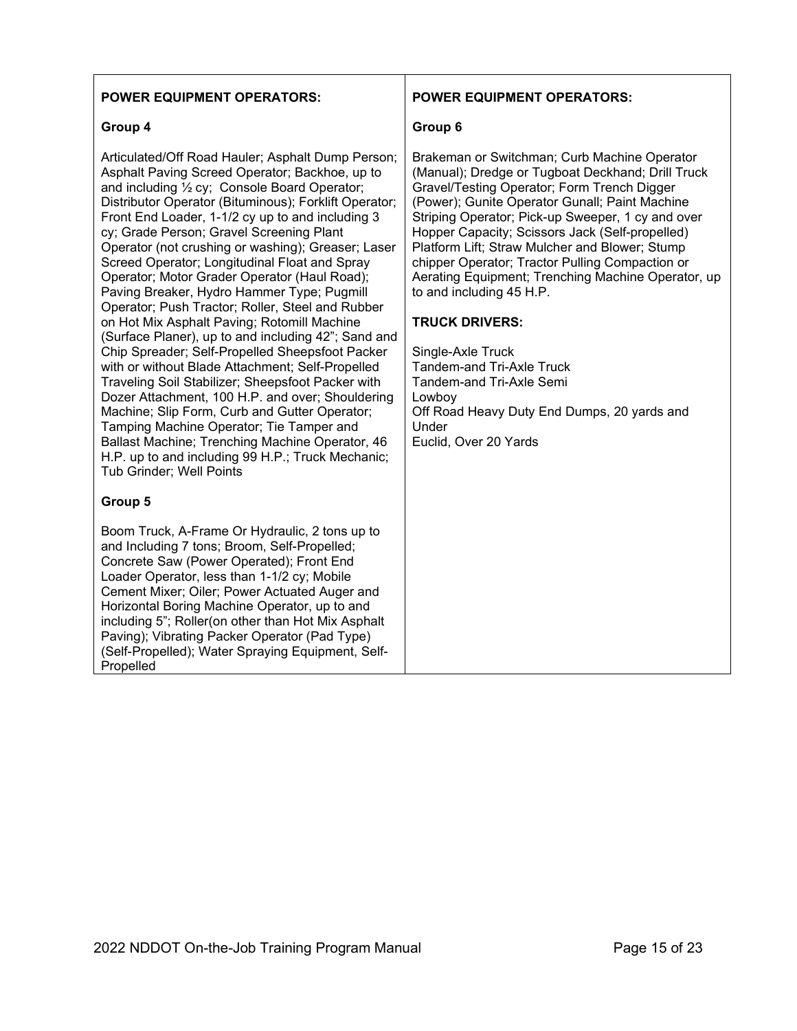**POWER EQUIPMENT OPERATORS:**

**Group 4**

Articulated/Off Road Hauler; Asphalt Dump Person; Asphalt Paving Screed Operator; Backhoe, up to and including ½ cy; Console Board Operator; Distributor Operator (Bituminous); Forklift Operator; Front End Loader, 1-1/2 cy up to and including 3 cy; Grade Person; Gravel Screening Plant Operator (not crushing or washing); Greaser; Laser Screed Operator; Longitudinal Float and Spray Operator; Motor Grader Operator (Haul Road); Paving Breaker, Hydro Hammer Type; Pugmill Operator; Push Tractor; Roller, Steel and Rubber on Hot Mix Asphalt Paving; Rotomill Machine (Surface Planer), up to and including 42"; Sand and Chip Spreader; Self-Propelled Sheepsfoot Packer with or without Blade Attachment; Self-Propelled Traveling Soil Stabilizer; Sheepsfoot Packer with Dozer Attachment, 100 H.P. and over; Shouldering Machine; Slip Form, Curb and Gutter Operator; Tamping Machine Operator; Tie Tamper and Ballast Machine; Trenching Machine Operator, 46 H.P. up to and including 99 H.P.; Truck Mechanic; Tub Grinder; Well Points

**Group 5**

Boom Truck, A-Frame Or Hydraulic, 2 tons up to and Including 7 tons; Broom, Self-Propelled; Concrete Saw (Power Operated); Front End Loader Operator, less than 1-1/2 cy; Mobile Cement Mixer; Oiler; Power Actuated Auger and Horizontal Boring Machine Operator, up to and including 5"; Roller(on other than Hot Mix Asphalt Paving); Vibrating Packer Operator (Pad Type) (Self-Propelled); Water Spraying Equipment, Self-Propelled

**POWER EQUIPMENT OPERATORS:**

**Group 6**

Brakeman or Switchman; Curb Machine Operator (Manual); Dredge or Tugboat Deckhand; Drill Truck Gravel/Testing Operator; Form Trench Digger (Power); Gunite Operator Gunall; Paint Machine Striping Operator; Pick-up Sweeper, 1 cy and over Hopper Capacity; Scissors Jack (Self-propelled) Platform Lift; Straw Mulcher and Blower; Stump chipper Operator; Tractor Pulling Compaction or Aerating Equipment; Trenching Machine Operator, up to and including 45 H.P.

**TRUCK DRIVERS:**

Single-Axle Truck
Tandem-and Tri-Axle Truck
Tandem-and Tri-Axle Semi
Lowboy
Off Road Heavy Duty End Dumps, 20 yards and Under
Euclid, Over 20 Yards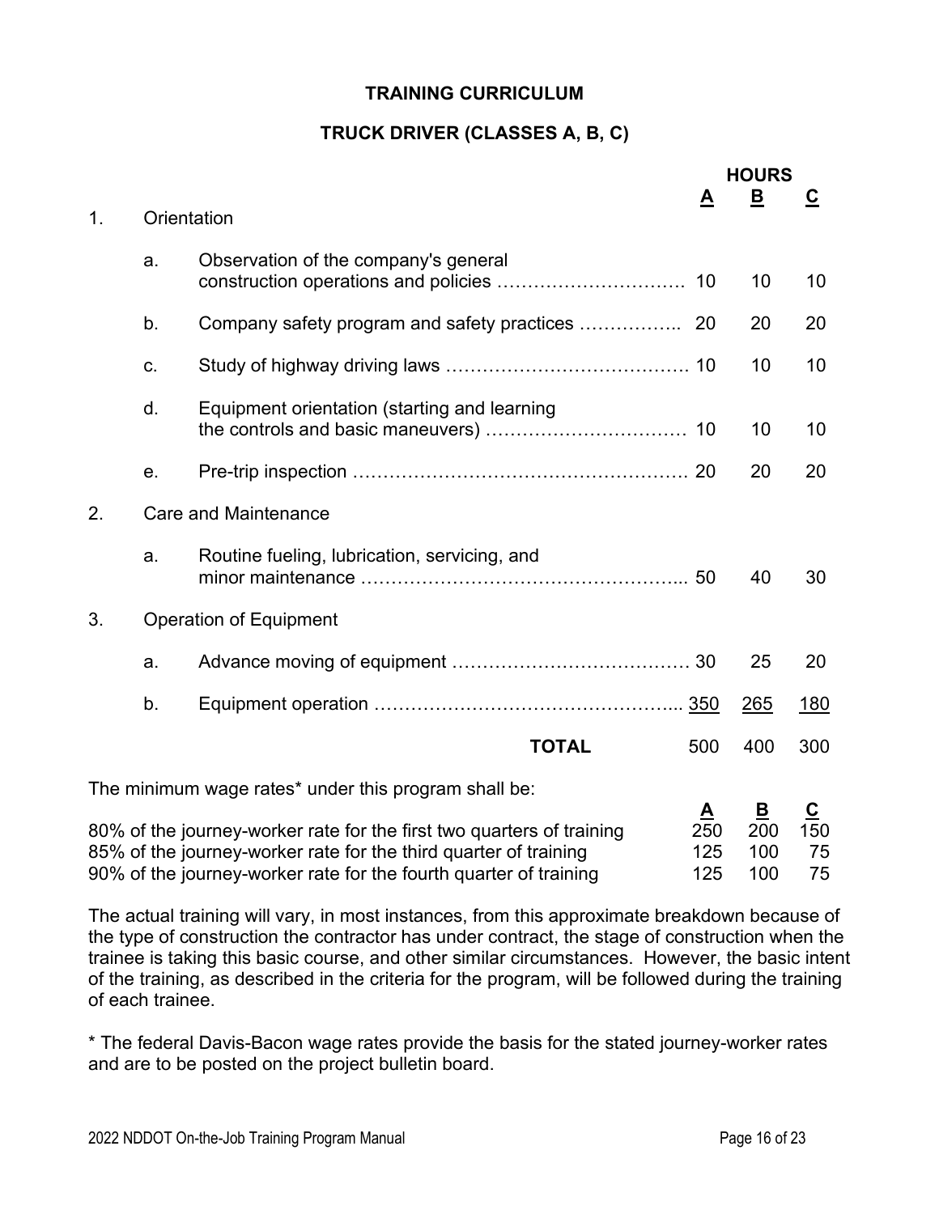## TRAINING CURRICULUM

## TRUCK DRIVER (CLASSES A, B, C)

| | | | HOURS | | |
|---|---|---|---|---|---|
| | | | A | B | C |
| 1. | Orientation | | | | |
| | a. | Observation of the company's general construction operations and policies | 10 | 10 | 10 |
| | b. | Company safety program and safety practices | 20 | 20 | 20 |
| | c. | Study of highway driving laws | 10 | 10 | 10 |
| | d. | Equipment orientation (starting and learning the controls and basic maneuvers) | 10 | 10 | 10 |
| | e. | Pre-trip inspection | 20 | 20 | 20 |
| 2. | Care and Maintenance | | | | |
| | a. | Routine fueling, lubrication, servicing, and minor maintenance | 50 | 40 | 30 |
| 3. | Operation of Equipment | | | | |
| | a. | Advance moving of equipment | 30 | 25 | 20 |
| | b. | Equipment operation | 350 | 265 | 180 |
| | | **TOTAL** | 500 | 400 | 300 |

The minimum wage rates* under this program shall be:

| | A | B | C |
|---|---|---|---|
| 80% of the journey-worker rate for the first two quarters of training | 250 | 200 | 150 |
| 85% of the journey-worker rate for the third quarter of training | 125 | 100 | 75 |
| 90% of the journey-worker rate for the fourth quarter of training | 125 | 100 | 75 |

The actual training will vary, in most instances, from this approximate breakdown because of the type of construction the contractor has under contract, the stage of construction when the trainee is taking this basic course, and other similar circumstances. However, the basic intent of the training, as described in the criteria for the program, will be followed during the training of each trainee.

* The federal Davis-Bacon wage rates provide the basis for the stated journey-worker rates and are to be posted on the project bulletin board.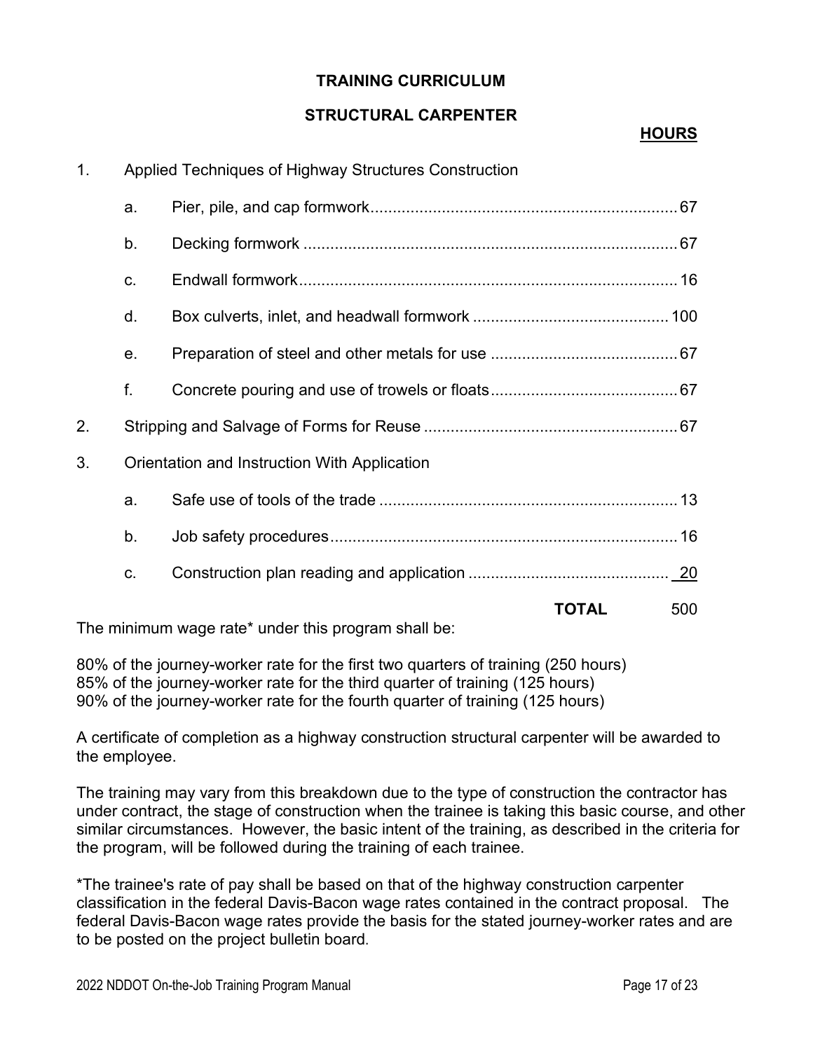# TRAINING CURRICULUM

## STRUCTURAL CARPENTER

| | | HOURS |
|---|---|---|
| 1. | Applied Techniques of Highway Structures Construction | |
| | a. Pier, pile, and cap formwork | 67 |
| | b. Decking formwork | 67 |
| | c. Endwall formwork | 16 |
| | d. Box culverts, inlet, and headwall formwork | 100 |
| | e. Preparation of steel and other metals for use | 67 |
| | f. Concrete pouring and use of trowels or floats | 67 |
| 2. | Stripping and Salvage of Forms for Reuse | 67 |
| 3. | Orientation and Instruction With Application | |
| | a. Safe use of tools of the trade | 13 |
| | b. Job safety procedures | 16 |
| | c. Construction plan reading and application | 20 |
| | **TOTAL** | 500 |

The minimum wage rate* under this program shall be:

80% of the journey-worker rate for the first two quarters of training (250 hours)
85% of the journey-worker rate for the third quarter of training (125 hours)
90% of the journey-worker rate for the fourth quarter of training (125 hours)

A certificate of completion as a highway construction structural carpenter will be awarded to the employee.

The training may vary from this breakdown due to the type of construction the contractor has under contract, the stage of construction when the trainee is taking this basic course, and other similar circumstances. However, the basic intent of the training, as described in the criteria for the program, will be followed during the training of each trainee.

*The trainee's rate of pay shall be based on that of the highway construction carpenter classification in the federal Davis-Bacon wage rates contained in the contract proposal. The federal Davis-Bacon wage rates provide the basis for the stated journey-worker rates and are to be posted on the project bulletin board.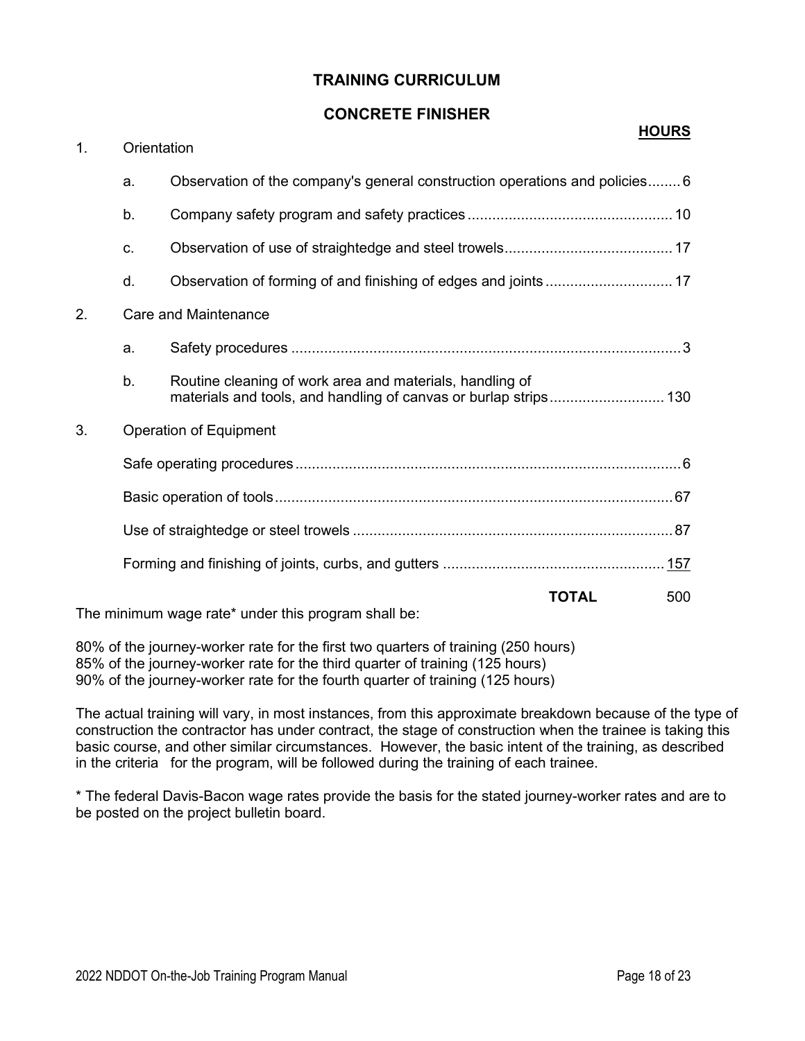## TRAINING CURRICULUM

## CONCRETE FINISHER

| | | | **HOURS** |
|---|---|---|---|
| 1. | Orientation | | |
| | a. | Observation of the company's general construction operations and policies | 6 |
| | b. | Company safety program and safety practices | 10 |
| | c. | Observation of use of straightedge and steel trowels | 17 |
| | d. | Observation of forming of and finishing of edges and joints | 17 |
| 2. | Care and Maintenance | | |
| | a. | Safety procedures | 3 |
| | b. | Routine cleaning of work area and materials, handling of materials and tools, and handling of canvas or burlap strips | 130 |
| 3. | Operation of Equipment | | |
| | Safe operating procedures | | 6 |
| | Basic operation of tools | | 67 |
| | Use of straightedge or steel trowels | | 87 |
| | Forming and finishing of joints, curbs, and gutters | | 157 |
| | | **TOTAL** | 500 |

The minimum wage rate* under this program shall be:

80% of the journey-worker rate for the first two quarters of training (250 hours)
85% of the journey-worker rate for the third quarter of training (125 hours)
90% of the journey-worker rate for the fourth quarter of training (125 hours)

The actual training will vary, in most instances, from this approximate breakdown because of the type of construction the contractor has under contract, the stage of construction when the trainee is taking this basic course, and other similar circumstances. However, the basic intent of the training, as described in the criteria for the program, will be followed during the training of each trainee.

* The federal Davis-Bacon wage rates provide the basis for the stated journey-worker rates and are to be posted on the project bulletin board.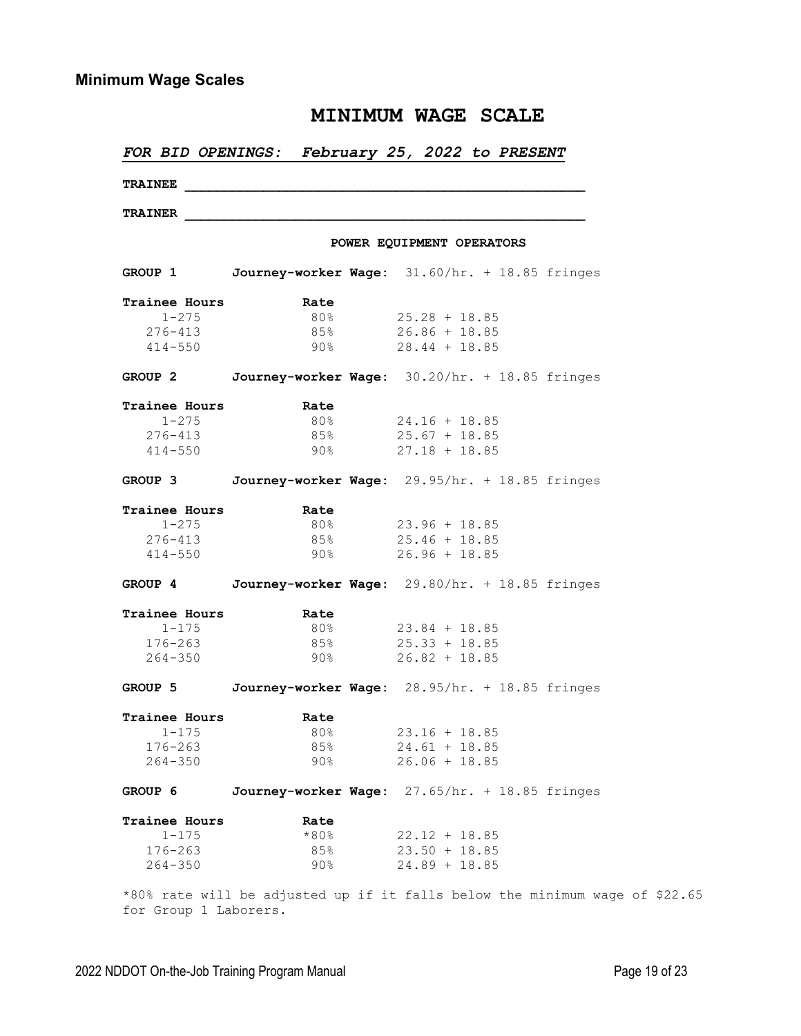## Minimum Wage Scales

# MINIMUM WAGE SCALE

***FOR BID OPENINGS: February 25, 2022 to PRESENT***

**TRAINEE** ________________________________________________

**TRAINER** ________________________________________________

### POWER EQUIPMENT OPERATORS

**GROUP 1** **Journey-worker Wage:** 31.60/hr. + 18.85 fringes

| Trainee Hours | Rate | |
|---|---|---|
| 1-275 | 80% | 25.28 + 18.85 |
| 276-413 | 85% | 26.86 + 18.85 |
| 414-550 | 90% | 28.44 + 18.85 |

**GROUP 2** **Journey-worker Wage:** 30.20/hr. + 18.85 fringes

| Trainee Hours | Rate | |
|---|---|---|
| 1-275 | 80% | 24.16 + 18.85 |
| 276-413 | 85% | 25.67 + 18.85 |
| 414-550 | 90% | 27.18 + 18.85 |

**GROUP 3** **Journey-worker Wage:** 29.95/hr. + 18.85 fringes

| Trainee Hours | Rate | |
|---|---|---|
| 1-275 | 80% | 23.96 + 18.85 |
| 276-413 | 85% | 25.46 + 18.85 |
| 414-550 | 90% | 26.96 + 18.85 |

**GROUP 4** **Journey-worker Wage:** 29.80/hr. + 18.85 fringes

| Trainee Hours | Rate | |
|---|---|---|
| 1-175 | 80% | 23.84 + 18.85 |
| 176-263 | 85% | 25.33 + 18.85 |
| 264-350 | 90% | 26.82 + 18.85 |

**GROUP 5** **Journey-worker Wage:** 28.95/hr. + 18.85 fringes

| Trainee Hours | Rate | |
|---|---|---|
| 1-175 | 80% | 23.16 + 18.85 |
| 176-263 | 85% | 24.61 + 18.85 |
| 264-350 | 90% | 26.06 + 18.85 |

**GROUP 6** **Journey-worker Wage:** 27.65/hr. + 18.85 fringes

| Trainee Hours | Rate | |
|---|---|---|
| 1-175 | *80% | 22.12 + 18.85 |
| 176-263 | 85% | 23.50 + 18.85 |
| 264-350 | 90% | 24.89 + 18.85 |

*80% rate will be adjusted up if it falls below the minimum wage of $22.65 for Group 1 Laborers.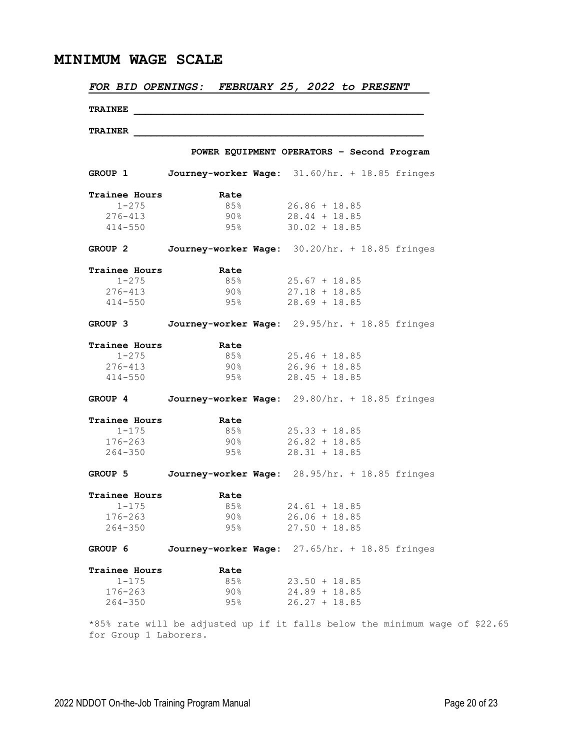# MINIMUM WAGE SCALE

***FOR BID OPENINGS: FEBRUARY 25, 2022 to PRESENT***

**TRAINEE** ______________________________________________________

**TRAINER** ______________________________________________________

**POWER EQUIPMENT OPERATORS – Second Program**

**GROUP 1** **Journey-worker Wage:** 31.60/hr. + 18.85 fringes

| Trainee Hours | Rate | |
|---|---|---|
| 1-275 | 85% | 26.86 + 18.85 |
| 276-413 | 90% | 28.44 + 18.85 |
| 414-550 | 95% | 30.02 + 18.85 |

**GROUP 2** **Journey-worker Wage:** 30.20/hr. + 18.85 fringes

| Trainee Hours | Rate | |
|---|---|---|
| 1-275 | 85% | 25.67 + 18.85 |
| 276-413 | 90% | 27.18 + 18.85 |
| 414-550 | 95% | 28.69 + 18.85 |

**GROUP 3** **Journey-worker Wage:** 29.95/hr. + 18.85 fringes

| Trainee Hours | Rate | |
|---|---|---|
| 1-275 | 85% | 25.46 + 18.85 |
| 276-413 | 90% | 26.96 + 18.85 |
| 414-550 | 95% | 28.45 + 18.85 |

**GROUP 4** **Journey-worker Wage:** 29.80/hr. + 18.85 fringes

| Trainee Hours | Rate | |
|---|---|---|
| 1-175 | 85% | 25.33 + 18.85 |
| 176-263 | 90% | 26.82 + 18.85 |
| 264-350 | 95% | 28.31 + 18.85 |

**GROUP 5** **Journey-worker Wage:** 28.95/hr. + 18.85 fringes

| Trainee Hours | Rate | |
|---|---|---|
| 1-175 | 85% | 24.61 + 18.85 |
| 176-263 | 90% | 26.06 + 18.85 |
| 264-350 | 95% | 27.50 + 18.85 |

**GROUP 6** **Journey-worker Wage:** 27.65/hr. + 18.85 fringes

| Trainee Hours | Rate | |
|---|---|---|
| 1-175 | 85% | 23.50 + 18.85 |
| 176-263 | 90% | 24.89 + 18.85 |
| 264-350 | 95% | 26.27 + 18.85 |

*85% rate will be adjusted up if it falls below the minimum wage of $22.65 for Group 1 Laborers.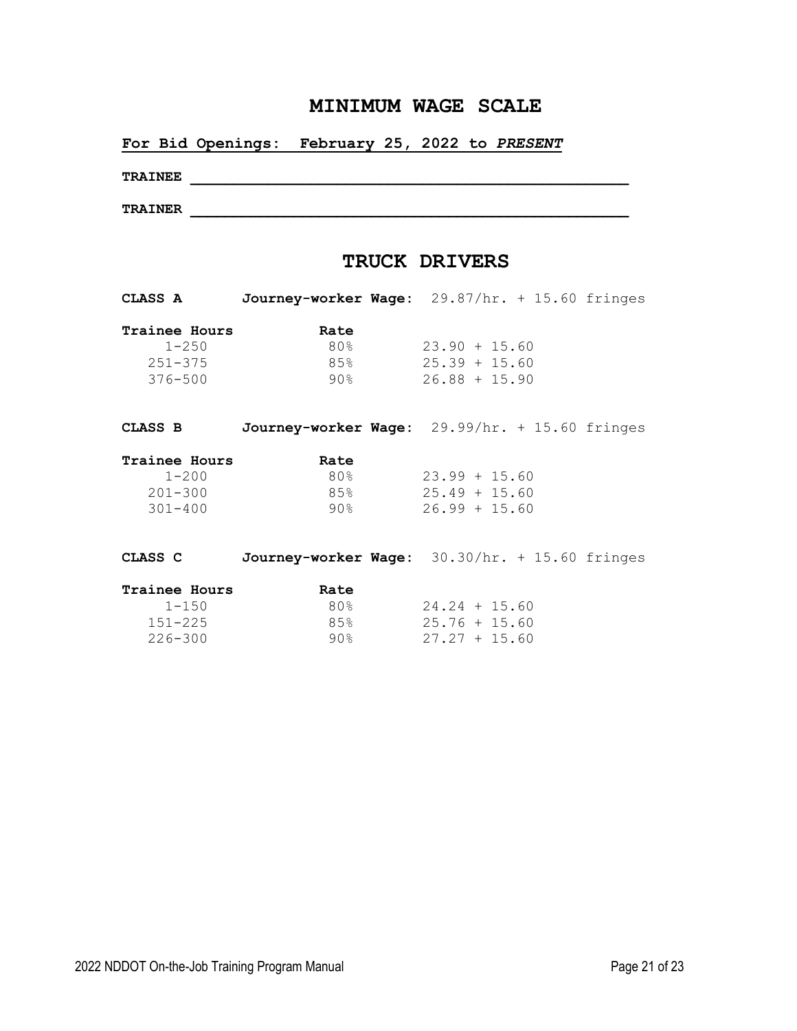# MINIMUM WAGE SCALE

**For Bid Openings: February 25, 2022 to *PRESENT***

**TRAINEE** ___________________________________________

**TRAINER** ___________________________________________

## TRUCK DRIVERS

**CLASS A** **Journey-worker Wage:** 29.87/hr. + 15.60 fringes

| Trainee Hours | Rate | |
|---|---|---|
| 1-250 | 80% | 23.90 + 15.60 |
| 251-375 | 85% | 25.39 + 15.60 |
| 376-500 | 90% | 26.88 + 15.90 |

**CLASS B** **Journey-worker Wage:** 29.99/hr. + 15.60 fringes

| Trainee Hours | Rate | |
|---|---|---|
| 1-200 | 80% | 23.99 + 15.60 |
| 201-300 | 85% | 25.49 + 15.60 |
| 301-400 | 90% | 26.99 + 15.60 |

**CLASS C** **Journey-worker Wage:** 30.30/hr. + 15.60 fringes

| Trainee Hours | Rate | |
|---|---|---|
| 1-150 | 80% | 24.24 + 15.60 |
| 151-225 | 85% | 25.76 + 15.60 |
| 226-300 | 90% | 27.27 + 15.60 |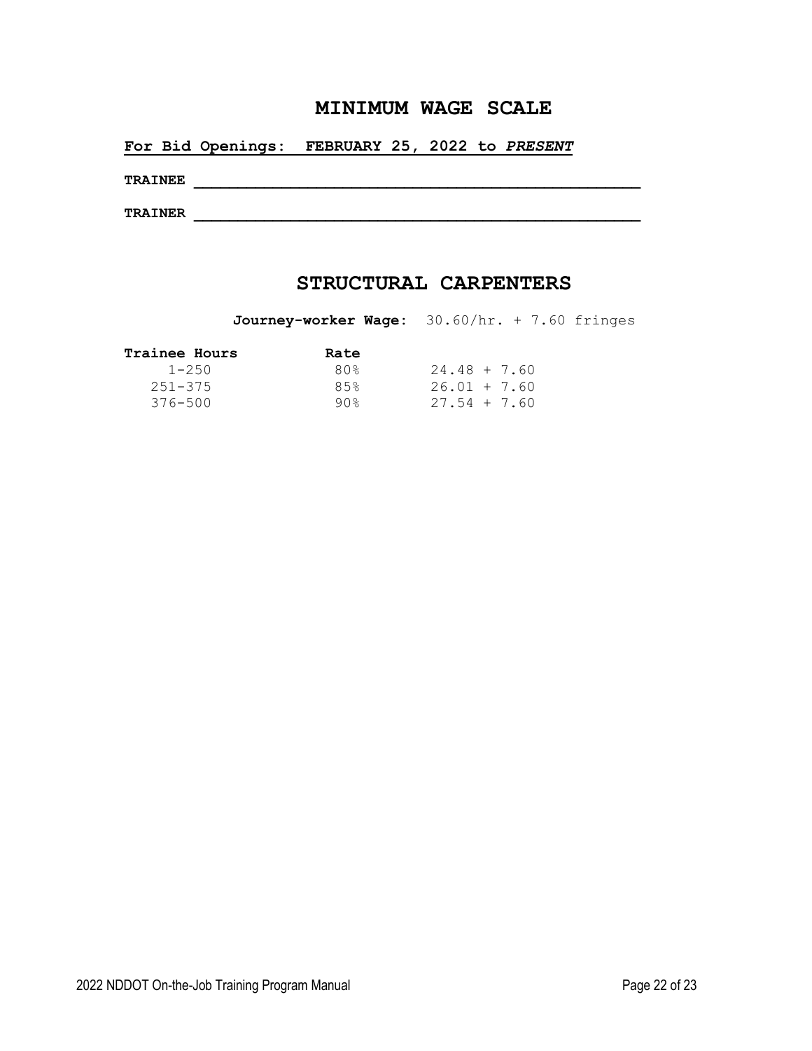# MINIMUM WAGE SCALE

**For Bid Openings: FEBRUARY 25, 2022 to *PRESENT***

**TRAINEE** ______________________________________________

**TRAINER** ______________________________________________

## STRUCTURAL CARPENTERS

**Journey-worker Wage:** 30.60/hr. + 7.60 fringes

| Trainee Hours | Rate | |
|---|---|---|
| 1-250 | 80% | 24.48 + 7.60 |
| 251-375 | 85% | 26.01 + 7.60 |
| 376-500 | 90% | 27.54 + 7.60 |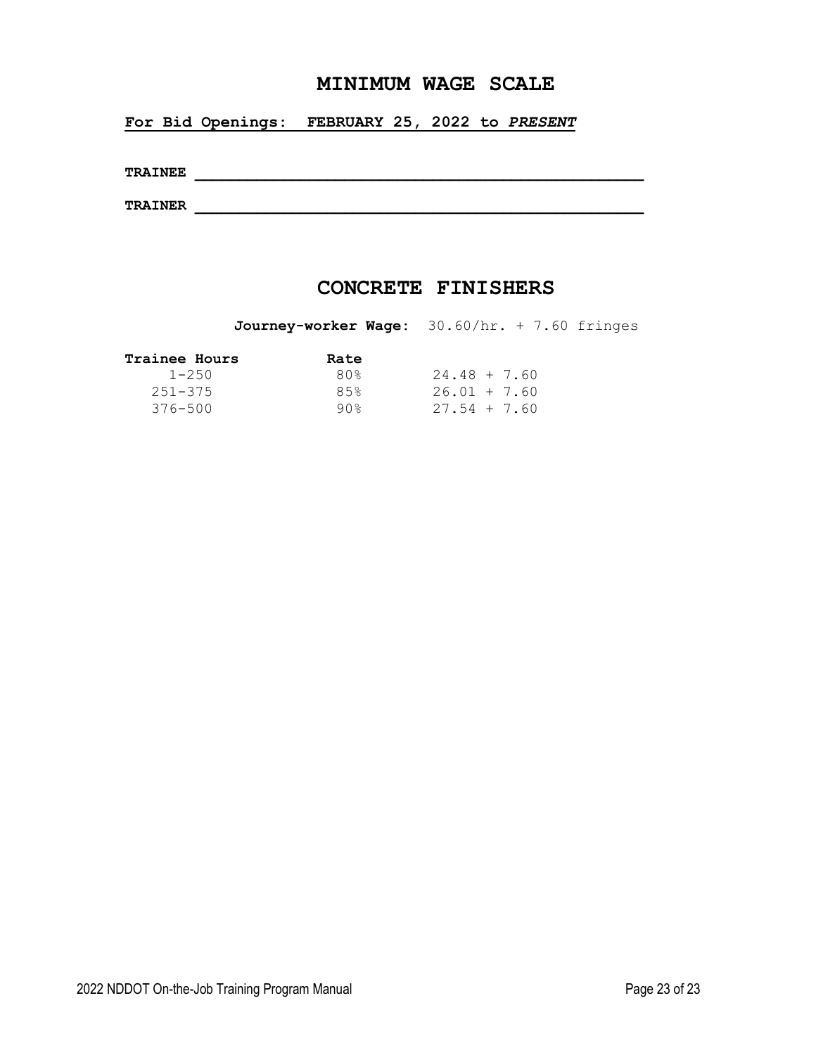# MINIMUM WAGE SCALE

**For Bid Openings: FEBRUARY 25, 2022 to *PRESENT***

**TRAINEE** ______________________________________________

**TRAINER** ______________________________________________

## CONCRETE FINISHERS

**Journey-worker Wage**: 30.60/hr. + 7.60 fringes

| Trainee Hours | Rate | |
|---|---|---|
| 1-250 | 80% | 24.48 + 7.60 |
| 251-375 | 85% | 26.01 + 7.60 |
| 376-500 | 90% | 27.54 + 7.60 |